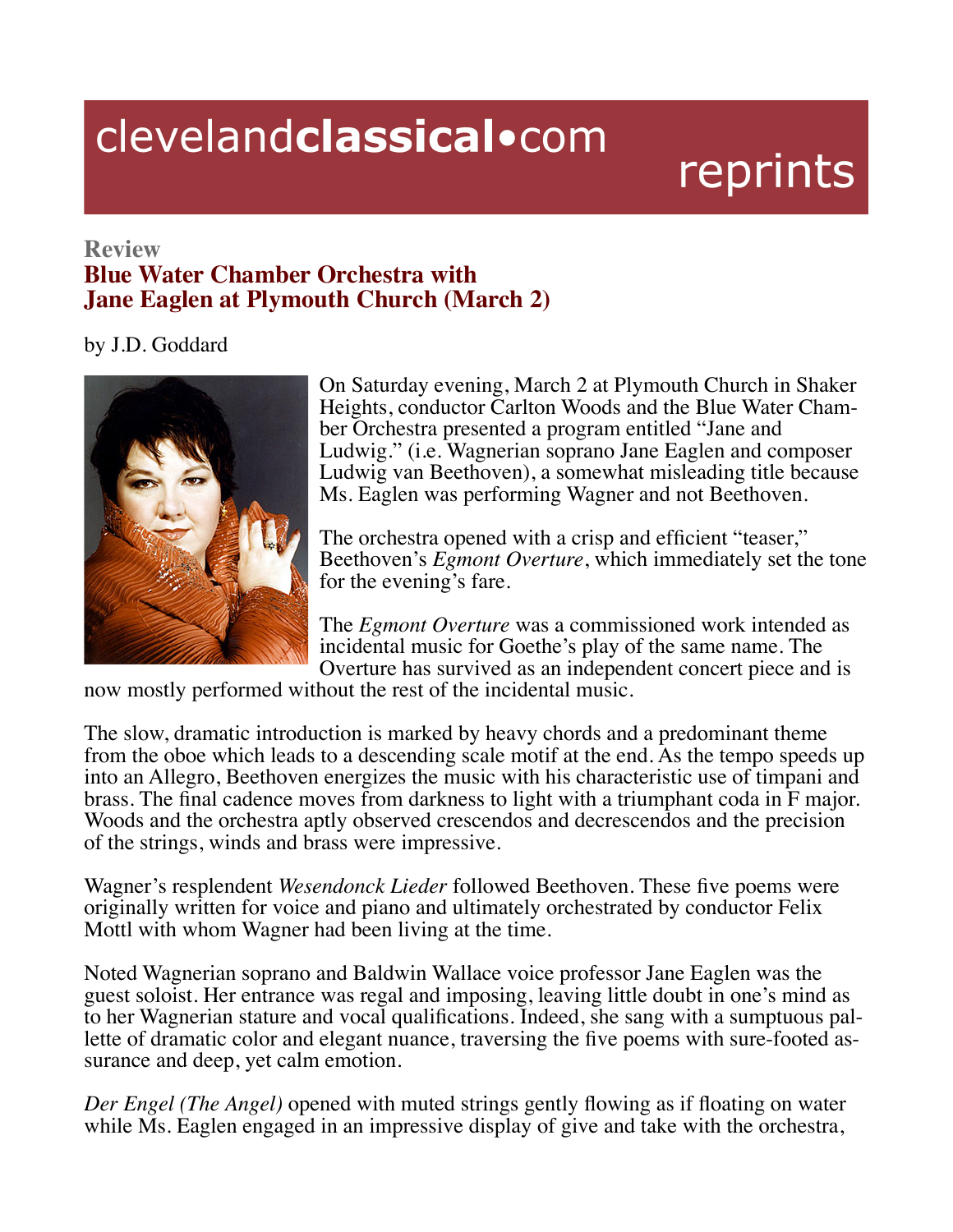clevelandclassical•com reprints

**Review**

# Blue Water Chamber Orchestra with Jane Eaglen at Plymouth Church (March 2)

by J.D. Goddard

On Saturday evening, March 2 at Plymouth Church in Shaker Heights, conductor Carlton Woods and the Blue Water Chamber Orchestra presented a program entitled "Jane and Ludwig." (i.e. Wagnerian soprano Jane Eaglen and composer Ludwig van Beethoven), a somewhat misleading title because Ms. Eaglen was performing Wagner and not Beethoven.

The orchestra opened with a crisp and efficient "teaser," Beethoven's *Egmont Overture*, which immediately set the tone for the evening's fare.

The *Egmont Overture* was a commissioned work intended as incidental music for Goethe's play of the same name. The Overture has survived as an independent concert piece and is now mostly performed without the rest of the incidental music.

The slow, dramatic introduction is marked by heavy chords and a predominant theme from the oboe which leads to a descending scale motif at the end. As the tempo speeds up into an Allegro, Beethoven energizes the music with his characteristic use of timpani and brass. The final cadence moves from darkness to light with a triumphant coda in F major. Woods and the orchestra aptly observed crescendos and decrescendos and the precision of the strings, winds and brass were impressive.

Wagner's resplendent *Wesendonck Lieder* followed Beethoven. These five poems were originally written for voice and piano and ultimately orchestrated by conductor Felix Mottl with whom Wagner had been living at the time.

Noted Wagnerian soprano and Baldwin Wallace voice professor Jane Eaglen was the guest soloist. Her entrance was regal and imposing, leaving little doubt in one's mind as to her Wagnerian stature and vocal qualifications. Indeed, she sang with a sumptuous palette of dramatic color and elegant nuance, traversing the five poems with sure-footed assurance and deep, yet calm emotion.

*Der Engel (The Angel)* opened with muted strings gently flowing as if floating on water while Ms. Eaglen engaged in an impressive display of give and take with the orchestra,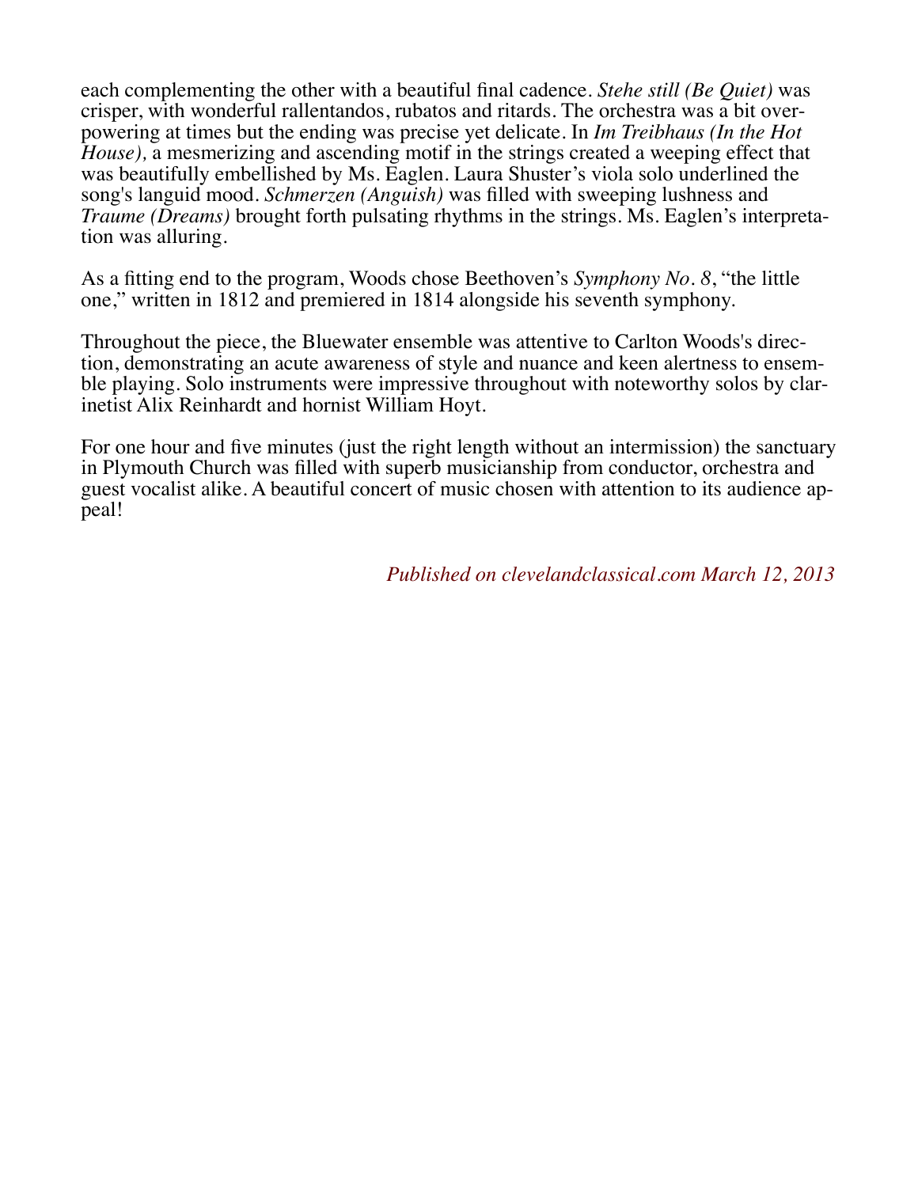each complementing the other with a beautiful final cadence. *Stehe still (Be Quiet)* was crisper, with wonderful rallentandos, rubatos and ritards. The orchestra was a bit overpowering at times but the ending was precise yet delicate. In *Im Treibhaus (In the Hot House),* a mesmerizing and ascending motif in the strings created a weeping effect that was beautifully embellished by Ms. Eaglen. Laura Shuster's viola solo underlined the song's languid mood. *Schmerzen (Anguish)* was filled with sweeping lushness and *Traume (Dreams)* brought forth pulsating rhythms in the strings. Ms. Eaglen's interpretation was alluring.

As a fitting end to the program, Woods chose Beethoven's *Symphony No. 8*, "the little one," written in 1812 and premiered in 1814 alongside his seventh symphony.

Throughout the piece, the Bluewater ensemble was attentive to Carlton Woods's direction, demonstrating an acute awareness of style and nuance and keen alertness to ensemble playing. Solo instruments were impressive throughout with noteworthy solos by clarinetist Alix Reinhardt and hornist William Hoyt.

For one hour and five minutes (just the right length without an intermission) the sanctuary in Plymouth Church was filled with superb musicianship from conductor, orchestra and guest vocalist alike. A beautiful concert of music chosen with attention to its audience appeal!

*Published on clevelandclassical.com March 12, 2013*